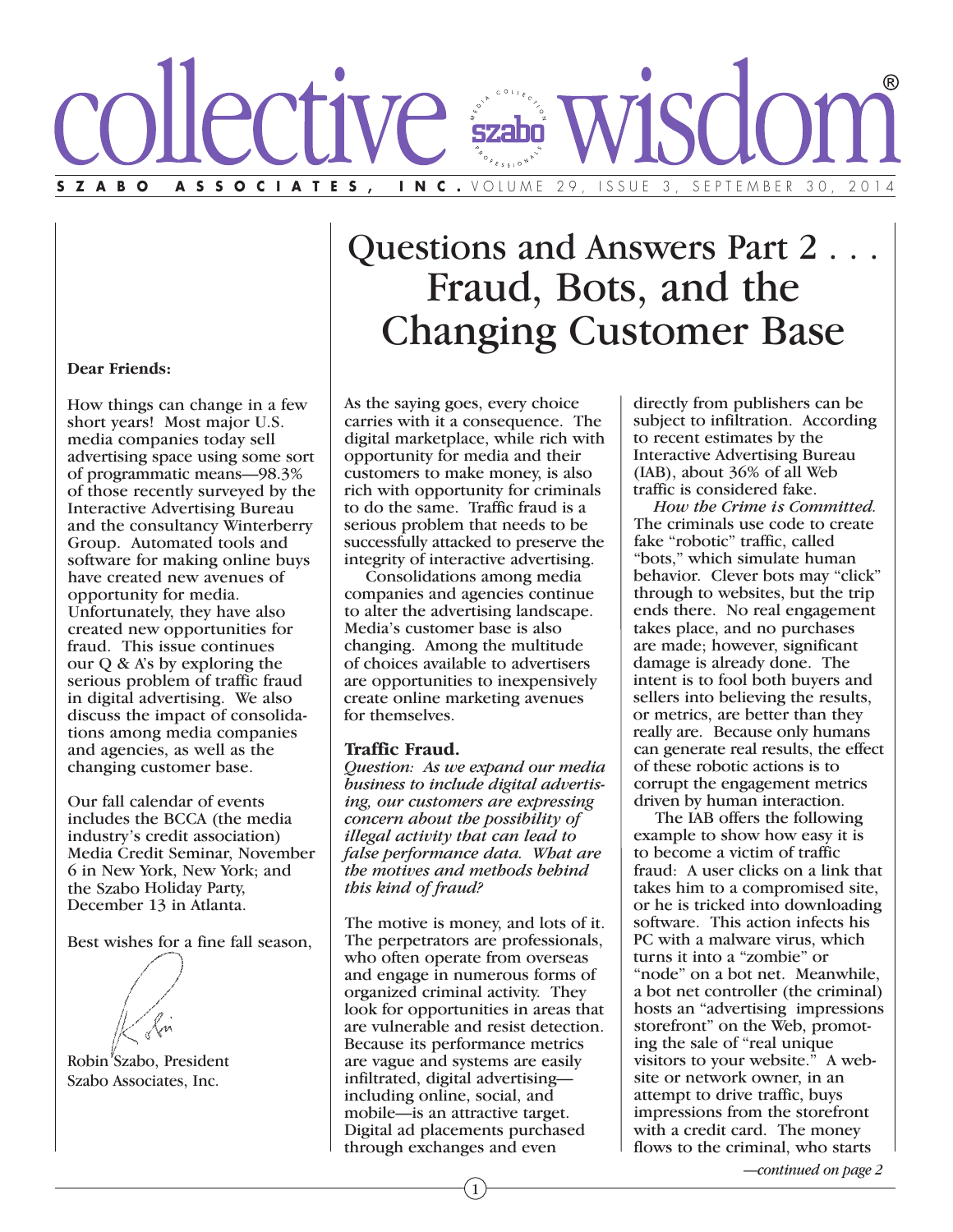# collective wisdom®

**SZABO ASSOCIATES, INC.** VOLUME 29, ISSUE 3, SEPTEMBER 30, 2014

**Dear Friends:**

How things can change in a few short years! Most major U.S. media companies today sell advertising space using some sort of programmatic means—98.3% of those recently surveyed by the Interactive Advertising Bureau and the consultancy Winterberry Group. Automated tools and software for making online buys have created new avenues of opportunity for media. Unfortunately, they have also created new opportunities for fraud. This issue continues our Q & A's by exploring the serious problem of traffic fraud in digital advertising. We also discuss the impact of consolidations among media companies and agencies, as well as the changing customer base.

Our fall calendar of events includes the BCCA (the media industry's credit association) Media Credit Seminar, November 6 in New York, New York; and the Szabo Holiday Party, December 13 in Atlanta.

Best wishes for a fine fall season,

Robin Szabo, President
Szabo Associates, Inc.

# Questions and Answers Part 2 . . . Fraud, Bots, and the Changing Customer Base

As the saying goes, every choice carries with it a consequence. The digital marketplace, while rich with opportunity for media and their customers to make money, is also rich with opportunity for criminals to do the same. Traffic fraud is a serious problem that needs to be successfully attacked to preserve the integrity of interactive advertising.

Consolidations among media companies and agencies continue to alter the advertising landscape. Media's customer base is also changing. Among the multitude of choices available to advertisers are opportunities to inexpensively create online marketing avenues for themselves.

## Traffic Fraud.

*Question: As we expand our media business to include digital advertising, our customers are expressing concern about the possibility of illegal activity that can lead to false performance data. What are the motives and methods behind this kind of fraud?*

The motive is money, and lots of it. The perpetrators are professionals, who often operate from overseas and engage in numerous forms of organized criminal activity. They look for opportunities in areas that are vulnerable and resist detection. Because its performance metrics are vague and systems are easily infiltrated, digital advertising—including online, social, and mobile—is an attractive target. Digital ad placements purchased through exchanges and even directly from publishers can be subject to infiltration. According to recent estimates by the Interactive Advertising Bureau (IAB), about 36% of all Web traffic is considered fake.

*How the Crime is Committed.* The criminals use code to create fake "robotic" traffic, called "bots," which simulate human behavior. Clever bots may "click" through to websites, but the trip ends there. No real engagement takes place, and no purchases are made; however, significant damage is already done. The intent is to fool both buyers and sellers into believing the results, or metrics, are better than they really are. Because only humans can generate real results, the effect of these robotic actions is to corrupt the engagement metrics driven by human interaction.

The IAB offers the following example to show how easy it is to become a victim of traffic fraud: A user clicks on a link that takes him to a compromised site, or he is tricked into downloading software. This action infects his PC with a malware virus, which turns it into a "zombie" or "node" on a bot net. Meanwhile, a bot net controller (the criminal) hosts an "advertising impressions storefront" on the Web, promoting the sale of "real unique visitors to your website." A website or network owner, in an attempt to drive traffic, buys impressions from the storefront with a credit card. The money flows to the criminal, who starts

*—continued on page 2*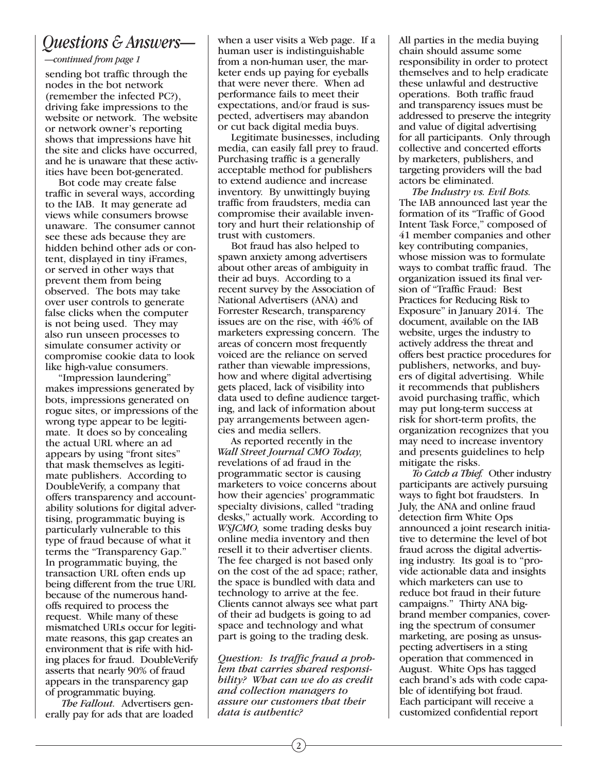# Questions & Answers—

*—continued from page 1*

sending bot traffic through the nodes in the bot network (remember the infected PC?), driving fake impressions to the website or network. The website or network owner's reporting shows that impressions have hit the site and clicks have occurred, and he is unaware that these activities have been bot-generated.

Bot code may create false traffic in several ways, according to the IAB. It may generate ad views while consumers browse unaware. The consumer cannot see these ads because they are hidden behind other ads or content, displayed in tiny iFrames, or served in other ways that prevent them from being observed. The bots may take over user controls to generate false clicks when the computer is not being used. They may also run unseen processes to simulate consumer activity or compromise cookie data to look like high-value consumers.

"Impression laundering" makes impressions generated by bots, impressions generated on rogue sites, or impressions of the wrong type appear to be legitimate. It does so by concealing the actual URL where an ad appears by using "front sites" that mask themselves as legitimate publishers. According to DoubleVerify, a company that offers transparency and accountability solutions for digital advertising, programmatic buying is particularly vulnerable to this type of fraud because of what it terms the "Transparency Gap." In programmatic buying, the transaction URL often ends up being different from the true URL because of the numerous handoffs required to process the request. While many of these mismatched URLs occur for legitimate reasons, this gap creates an environment that is rife with hiding places for fraud. DoubleVerify asserts that nearly 90% of fraud appears in the transparency gap of programmatic buying.

*The Fallout.* Advertisers generally pay for ads that are loaded when a user visits a Web page. If a human user is indistinguishable from a non-human user, the marketer ends up paying for eyeballs that were never there. When ad performance fails to meet their expectations, and/or fraud is suspected, advertisers may abandon or cut back digital media buys.

Legitimate businesses, including media, can easily fall prey to fraud. Purchasing traffic is a generally acceptable method for publishers to extend audience and increase inventory. By unwittingly buying traffic from fraudsters, media can compromise their available inventory and hurt their relationship of trust with customers.

Bot fraud has also helped to spawn anxiety among advertisers about other areas of ambiguity in their ad buys. According to a recent survey by the Association of National Advertisers (ANA) and Forrester Research, transparency issues are on the rise, with 46% of marketers expressing concern. The areas of concern most frequently voiced are the reliance on served rather than viewable impressions, how and where digital advertising gets placed, lack of visibility into data used to define audience targeting, and lack of information about pay arrangements between agencies and media sellers.

As reported recently in the *Wall Street Journal CMO Today,* revelations of ad fraud in the programmatic sector is causing marketers to voice concerns about how their agencies' programmatic specialty divisions, called "trading desks," actually work. According to *WSJCMO,* some trading desks buy online media inventory and then resell it to their advertiser clients. The fee charged is not based only on the cost of the ad space; rather, the space is bundled with data and technology to arrive at the fee. Clients cannot always see what part of their ad budgets is going to ad space and technology and what part is going to the trading desk.

*Question: Is traffic fraud a problem that carries shared responsibility? What can we do as credit and collection managers to assure our customers that their data is authentic?*

All parties in the media buying chain should assume some responsibility in order to protect themselves and to help eradicate these unlawful and destructive operations. Both traffic fraud and transparency issues must be addressed to preserve the integrity and value of digital advertising for all participants. Only through collective and concerted efforts by marketers, publishers, and targeting providers will the bad actors be eliminated.

*The Industry vs. Evil Bots.* The IAB announced last year the formation of its "Traffic of Good Intent Task Force," composed of 41 member companies and other key contributing companies, whose mission was to formulate ways to combat traffic fraud. The organization issued its final version of "Traffic Fraud: Best Practices for Reducing Risk to Exposure" in January 2014. The document, available on the IAB website, urges the industry to actively address the threat and offers best practice procedures for publishers, networks, and buyers of digital advertising. While it recommends that publishers avoid purchasing traffic, which may put long-term success at risk for short-term profits, the organization recognizes that you may need to increase inventory and presents guidelines to help mitigate the risks.

*To Catch a Thief.* Other industry participants are actively pursuing ways to fight bot fraudsters. In July, the ANA and online fraud detection firm White Ops announced a joint research initiative to determine the level of bot fraud across the digital advertising industry. Its goal is to "provide actionable data and insights which marketers can use to reduce bot fraud in their future campaigns." Thirty ANA big-brand member companies, covering the spectrum of consumer marketing, are posing as unsuspecting advertisers in a sting operation that commenced in August. White Ops has tagged each brand's ads with code capable of identifying bot fraud. Each participant will receive a customized confidential report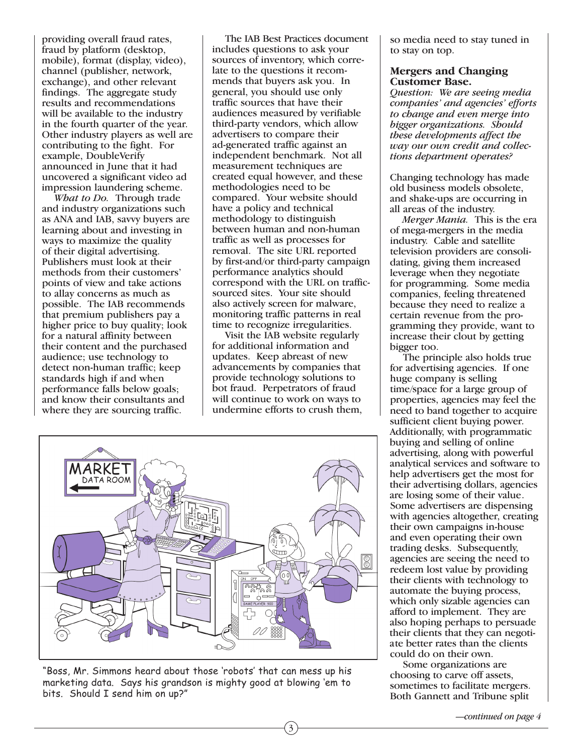providing overall fraud rates, fraud by platform (desktop, mobile), format (display, video), channel (publisher, network, exchange), and other relevant findings. The aggregate study results and recommendations will be available to the industry in the fourth quarter of the year. Other industry players as well are contributing to the fight. For example, DoubleVerify announced in June that it had uncovered a significant video ad impression laundering scheme.

*What to Do.* Through trade and industry organizations such as ANA and IAB, savvy buyers are learning about and investing in ways to maximize the quality of their digital advertising. Publishers must look at their methods from their customers' points of view and take actions to allay concerns as much as possible. The IAB recommends that premium publishers pay a higher price to buy quality; look for a natural affinity between their content and the purchased audience; use technology to detect non-human traffic; keep standards high if and when performance falls below goals; and know their consultants and where they are sourcing traffic.

The IAB Best Practices document includes questions to ask your sources of inventory, which correlate to the questions it recommends that buyers ask you. In general, you should use only traffic sources that have their audiences measured by verifiable third-party vendors, which allow advertisers to compare their ad-generated traffic against an independent benchmark. Not all measurement techniques are created equal however, and these methodologies need to be compared. Your website should have a policy and technical methodology to distinguish between human and non-human traffic as well as processes for removal. The site URL reported by first-and/or third-party campaign performance analytics should correspond with the URL on traffic-sourced sites. Your site should also actively screen for malware, monitoring traffic patterns in real time to recognize irregularities.

Visit the IAB website regularly for additional information and updates. Keep abreast of new advancements by companies that provide technology solutions to bot fraud. Perpetrators of fraud will continue to work on ways to undermine efforts to crush them, so media need to stay tuned in to stay on top.

"Boss, Mr. Simmons heard about those 'robots' that can mess up his marketing data. Says his grandson is mighty good at blowing 'em to bits. Should I send him on up?"

### Mergers and Changing Customer Base.

*Question: We are seeing media companies' and agencies' efforts to change and even merge into bigger organizations. Should these developments affect the way our own credit and collections department operates?*

Changing technology has made old business models obsolete, and shake-ups are occurring in all areas of the industry.

*Merger Mania.* This is the era of mega-mergers in the media industry. Cable and satellite television providers are consolidating, giving them increased leverage when they negotiate for programming. Some media companies, feeling threatened because they need to realize a certain revenue from the programming they provide, want to increase their clout by getting bigger too.

The principle also holds true for advertising agencies. If one huge company is selling time/space for a large group of properties, agencies may feel the need to band together to acquire sufficient client buying power. Additionally, with programmatic buying and selling of online advertising, along with powerful analytical services and software to help advertisers get the most for their advertising dollars, agencies are losing some of their value. Some advertisers are dispensing with agencies altogether, creating their own campaigns in-house and even operating their own trading desks. Subsequently, agencies are seeing the need to redeem lost value by providing their clients with technology to automate the buying process, which only sizable agencies can afford to implement. They are also hoping perhaps to persuade their clients that they can negotiate better rates than the clients could do on their own.

Some organizations are choosing to carve off assets, sometimes to facilitate mergers. Both Gannett and Tribune split

*—continued on page 4*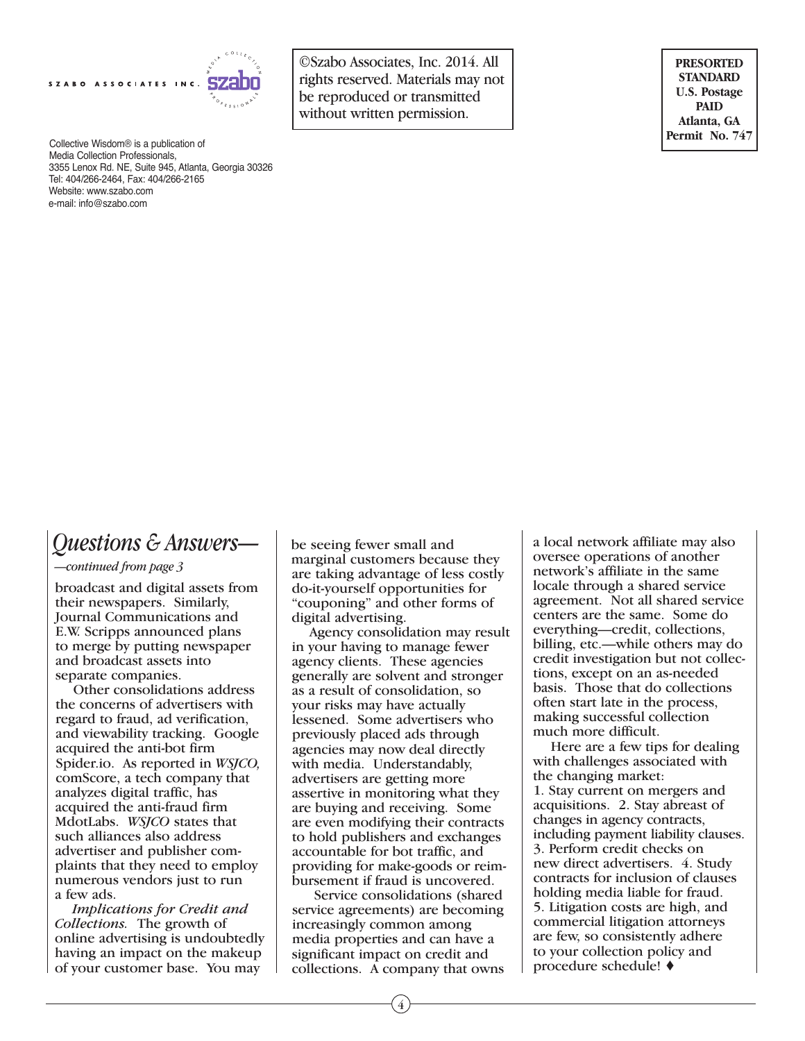SZABO ASSOCIATES INC.

©Szabo Associates, Inc. 2014. All rights reserved. Materials may not be reproduced or transmitted without written permission.

**PRESORTED STANDARD U.S. Postage PAID Atlanta, GA Permit No. 747**

Collective Wisdom® is a publication of Media Collection Professionals, 3355 Lenox Rd. NE, Suite 945, Atlanta, Georgia 30326
Tel: 404/266-2464, Fax: 404/266-2165
Website: www.szabo.com
e-mail: info@szabo.com

# *Questions & Answers—*

*—continued from page 3*

broadcast and digital assets from their newspapers. Similarly, Journal Communications and E.W. Scripps announced plans to merge by putting newspaper and broadcast assets into separate companies.

Other consolidations address the concerns of advertisers with regard to fraud, ad verification, and viewability tracking. Google acquired the anti-bot firm Spider.io. As reported in *WSJCO,* comScore, a tech company that analyzes digital traffic, has acquired the anti-fraud firm MdotLabs. *WSJCO* states that such alliances also address advertiser and publisher complaints that they need to employ numerous vendors just to run a few ads.

*Implications for Credit and Collections.* The growth of online advertising is undoubtedly having an impact on the makeup of your customer base. You may be seeing fewer small and marginal customers because they are taking advantage of less costly do-it-yourself opportunities for "couponing" and other forms of digital advertising.

Agency consolidation may result in your having to manage fewer agency clients. These agencies generally are solvent and stronger as a result of consolidation, so your risks may have actually lessened. Some advertisers who previously placed ads through agencies may now deal directly with media. Understandably, advertisers are getting more assertive in monitoring what they are buying and receiving. Some are even modifying their contracts to hold publishers and exchanges accountable for bot traffic, and providing for make-goods or reimbursement if fraud is uncovered.

Service consolidations (shared service agreements) are becoming increasingly common among media properties and can have a significant impact on credit and collections. A company that owns a local network affiliate may also oversee operations of another network's affiliate in the same locale through a shared service agreement. Not all shared service centers are the same. Some do everything—credit, collections, billing, etc.—while others may do credit investigation but not collections, except on an as-needed basis. Those that do collections often start late in the process, making successful collection much more difficult.

Here are a few tips for dealing with challenges associated with the changing market:
1. Stay current on mergers and acquisitions. 2. Stay abreast of changes in agency contracts, including payment liability clauses. 3. Perform credit checks on new direct advertisers. 4. Study contracts for inclusion of clauses holding media liable for fraud. 5. Litigation costs are high, and commercial litigation attorneys are few, so consistently adhere to your collection policy and procedure schedule! ♦